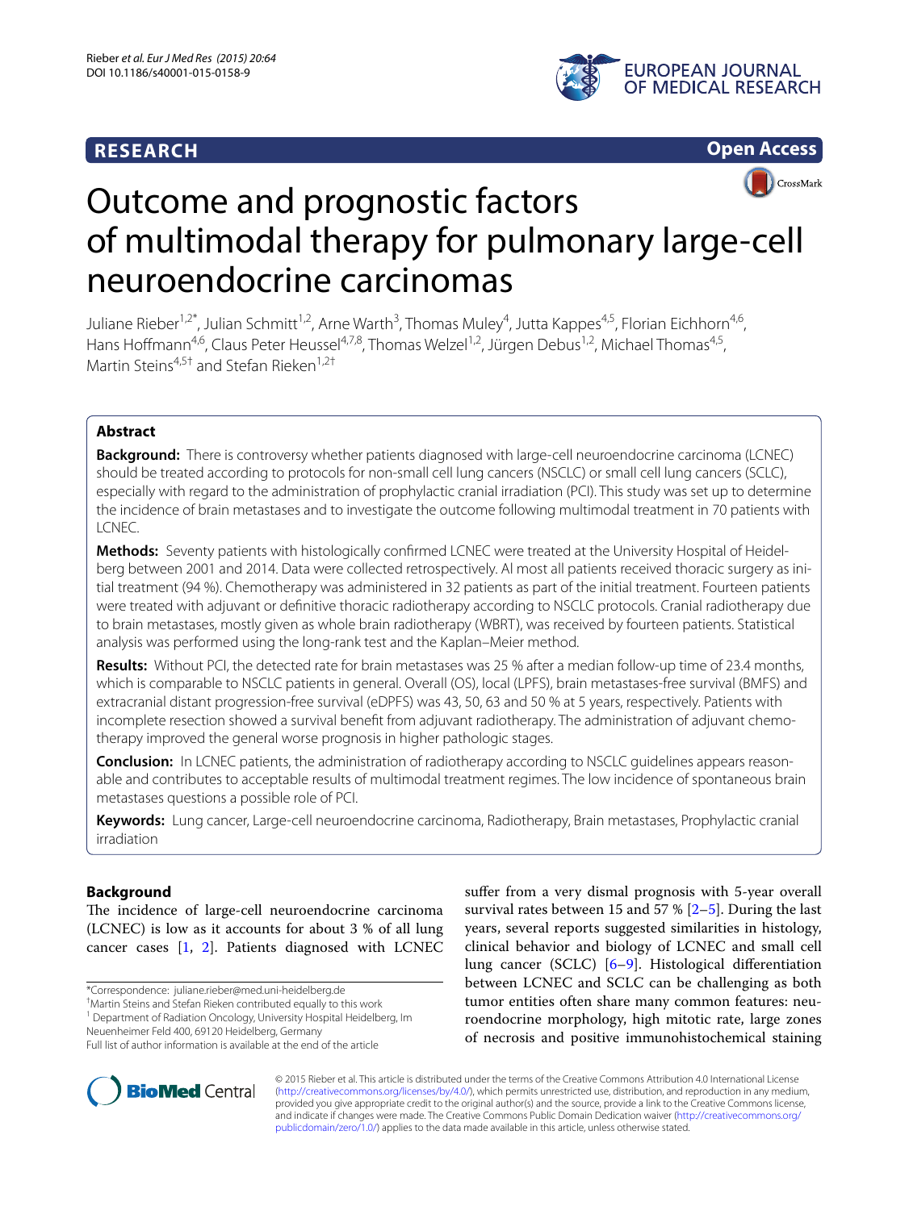RESEARCH

Open Access

# Outcome and prognostic factors of multimodal therapy for pulmonary large-cell neuroendocrine carcinomas

Juliane Rieber[1,2*], Julian Schmitt[1,2], Arne Warth[3], Thomas Muley[4], Jutta Kappes[4,5], Florian Eichhorn[4,6], Hans Hoffmann[4,6], Claus Peter Heussel[4,7,8], Thomas Welzel[1,2], Jürgen Debus[1,2], Michael Thomas[4,5], Martin Steins[4,5†] and Stefan Rieken[1,2†]

## Abstract

**Background:** There is controversy whether patients diagnosed with large-cell neuroendocrine carcinoma (LCNEC) should be treated according to protocols for non-small cell lung cancers (NSCLC) or small cell lung cancers (SCLC), especially with regard to the administration of prophylactic cranial irradiation (PCI). This study was set up to determine the incidence of brain metastases and to investigate the outcome following multimodal treatment in 70 patients with LCNEC.

**Methods:** Seventy patients with histologically confirmed LCNEC were treated at the University Hospital of Heidelberg between 2001 and 2014. Data were collected retrospectively. Al most all patients received thoracic surgery as initial treatment (94 %). Chemotherapy was administered in 32 patients as part of the initial treatment. Fourteen patients were treated with adjuvant or definitive thoracic radiotherapy according to NSCLC protocols. Cranial radiotherapy due to brain metastases, mostly given as whole brain radiotherapy (WBRT), was received by fourteen patients. Statistical analysis was performed using the long-rank test and the Kaplan–Meier method.

**Results:** Without PCI, the detected rate for brain metastases was 25 % after a median follow-up time of 23.4 months, which is comparable to NSCLC patients in general. Overall (OS), local (LPFS), brain metastases-free survival (BMFS) and extracranial distant progression-free survival (eDPFS) was 43, 50, 63 and 50 % at 5 years, respectively. Patients with incomplete resection showed a survival benefit from adjuvant radiotherapy. The administration of adjuvant chemotherapy improved the general worse prognosis in higher pathologic stages.

**Conclusion:** In LCNEC patients, the administration of radiotherapy according to NSCLC guidelines appears reasonable and contributes to acceptable results of multimodal treatment regimes. The low incidence of spontaneous brain metastases questions a possible role of PCI.

**Keywords:** Lung cancer, Large-cell neuroendocrine carcinoma, Radiotherapy, Brain metastases, Prophylactic cranial irradiation

## Background

The incidence of large-cell neuroendocrine carcinoma (LCNEC) is low as it accounts for about 3 % of all lung cancer cases [1, 2]. Patients diagnosed with LCNEC suffer from a very dismal prognosis with 5-year overall survival rates between 15 and 57 % [2–5]. During the last years, several reports suggested similarities in histology, clinical behavior and biology of LCNEC and small cell lung cancer (SCLC) [6–9]. Histological differentiation between LCNEC and SCLC can be challenging as both tumor entities often share many common features: neuroendocrine morphology, high mitotic rate, large zones of necrosis and positive immunohistochemical staining

*Correspondence: juliane.rieber@med.uni-heidelberg.de

†Martin Steins and Stefan Rieken contributed equally to this work

[1] Department of Radiation Oncology, University Hospital Heidelberg, Im Neuenheimer Feld 400, 69120 Heidelberg, Germany

Full list of author information is available at the end of the article

© 2015 Rieber et al. This article is distributed under the terms of the Creative Commons Attribution 4.0 International License (http://creativecommons.org/licenses/by/4.0/), which permits unrestricted use, distribution, and reproduction in any medium, provided you give appropriate credit to the original author(s) and the source, provide a link to the Creative Commons license, and indicate if changes were made. The Creative Commons Public Domain Dedication waiver (http://creativecommons.org/publicdomain/zero/1.0/) applies to the data made available in this article, unless otherwise stated.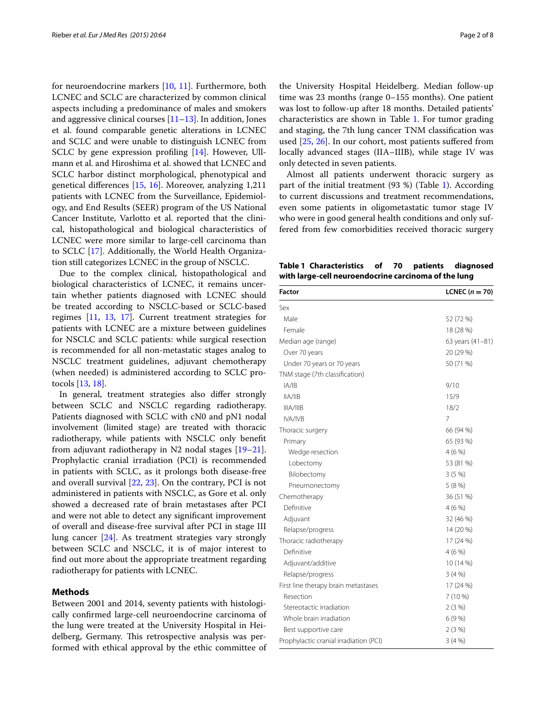for neuroendocrine markers [10, 11]. Furthermore, both LCNEC and SCLC are characterized by common clinical aspects including a predominance of males and smokers and aggressive clinical courses [11–13]. In addition, Jones et al. found comparable genetic alterations in LCNEC and SCLC and were unable to distinguish LCNEC from SCLC by gene expression profiling [14]. However, Ullmann et al. and Hiroshima et al. showed that LCNEC and SCLC harbor distinct morphological, phenotypical and genetical differences [15, 16]. Moreover, analyzing 1,211 patients with LCNEC from the Surveillance, Epidemiology, and End Results (SEER) program of the US National Cancer Institute, Varlotto et al. reported that the clinical, histopathological and biological characteristics of LCNEC were more similar to large-cell carcinoma than to SCLC [17]. Additionally, the World Health Organization still categorizes LCNEC in the group of NSCLC.

Due to the complex clinical, histopathological and biological characteristics of LCNEC, it remains uncertain whether patients diagnosed with LCNEC should be treated according to NSCLC-based or SCLC-based regimes [11, 13, 17]. Current treatment strategies for patients with LCNEC are a mixture between guidelines for NSCLC and SCLC patients: while surgical resection is recommended for all non-metastatic stages analog to NSCLC treatment guidelines, adjuvant chemotherapy (when needed) is administered according to SCLC protocols [13, 18].

In general, treatment strategies also differ strongly between SCLC and NSCLC regarding radiotherapy. Patients diagnosed with SCLC with cN0 and pN1 nodal involvement (limited stage) are treated with thoracic radiotherapy, while patients with NSCLC only benefit from adjuvant radiotherapy in N2 nodal stages [19–21]. Prophylactic cranial irradiation (PCI) is recommended in patients with SCLC, as it prolongs both disease-free and overall survival [22, 23]. On the contrary, PCI is not administered in patients with NSCLC, as Gore et al. only showed a decreased rate of brain metastases after PCI and were not able to detect any significant improvement of overall and disease-free survival after PCI in stage III lung cancer [24]. As treatment strategies vary strongly between SCLC and NSCLC, it is of major interest to find out more about the appropriate treatment regarding radiotherapy for patients with LCNEC.

## Methods

Between 2001 and 2014, seventy patients with histologically confirmed large-cell neuroendocrine carcinoma of the lung were treated at the University Hospital in Heidelberg, Germany. This retrospective analysis was performed with ethical approval by the ethic committee of the University Hospital Heidelberg. Median follow-up time was 23 months (range 0–155 months). One patient was lost to follow-up after 18 months. Detailed patients' characteristics are shown in Table 1. For tumor grading and staging, the 7th lung cancer TNM classification was used [25, 26]. In our cohort, most patients suffered from locally advanced stages (IIA–IIIB), while stage IV was only detected in seven patients.

Almost all patients underwent thoracic surgery as part of the initial treatment (93 %) (Table 1). According to current discussions and treatment recommendations, even some patients in oligometastatic tumor stage IV who were in good general health conditions and only suffered from few comorbidities received thoracic surgery

**Table 1 Characteristics of 70 patients diagnosed with large-cell neuroendocrine carcinoma of the lung**

| Factor | LCNEC (*n* = 70) |
|---|---|
| Sex | |
| Male | 52 (72 %) |
| Female | 18 (28 %) |
| Median age (range) | 63 years (41–81) |
| Over 70 years | 20 (29 %) |
| Under 70 years or 70 years | 50 (71 %) |
| TNM stage (7th classification) | |
| IA/IB | 9/10 |
| IIA/IIB | 15/9 |
| IIIA/IIIB | 18/2 |
| IVA/IVB | 7 |
| Thoracic surgery | 66 (94 %) |
| Primary | 65 (93 %) |
| Wedge resection | 4 (6 %) |
| Lobectomy | 53 (81 %) |
| Bilobectomy | 3 (5 %) |
| Pneumonectomy | 5 (8 %) |
| Chemotherapy | 36 (51 %) |
| Definitive | 4 (6 %) |
| Adjuvant | 32 (46 %) |
| Relapse/progress | 14 (20 %) |
| Thoracic radiotherapy | 17 (24 %) |
| Definitive | 4 (6 %) |
| Adjuvant/additive | 10 (14 %) |
| Relapse/progress | 3 (4 %) |
| First line therapy brain metastases | 17 (24 %) |
| Resection | 7 (10 %) |
| Stereotactic irradiation | 2 (3 %) |
| Whole brain irradiation | 6 (9 %) |
| Best supportive care | 2 (3 %) |
| Prophylactic cranial irradiation (PCI) | 3 (4 %) |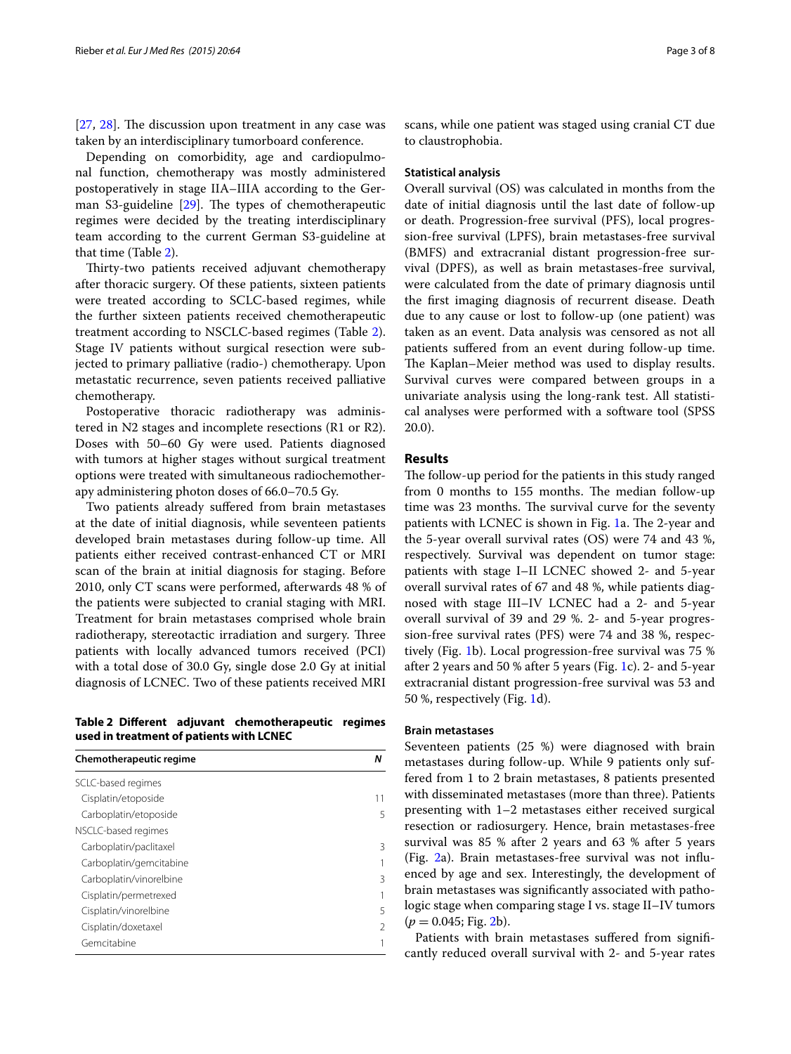[27, 28]. The discussion upon treatment in any case was taken by an interdisciplinary tumorboard conference.

Depending on comorbidity, age and cardiopulmonal function, chemotherapy was mostly administered postoperatively in stage IIA–IIIA according to the German S3-guideline [29]. The types of chemotherapeutic regimes were decided by the treating interdisciplinary team according to the current German S3-guideline at that time (Table 2).

Thirty-two patients received adjuvant chemotherapy after thoracic surgery. Of these patients, sixteen patients were treated according to SCLC-based regimes, while the further sixteen patients received chemotherapeutic treatment according to NSCLC-based regimes (Table 2). Stage IV patients without surgical resection were subjected to primary palliative (radio-) chemotherapy. Upon metastatic recurrence, seven patients received palliative chemotherapy.

Postoperative thoracic radiotherapy was administered in N2 stages and incomplete resections (R1 or R2). Doses with 50–60 Gy were used. Patients diagnosed with tumors at higher stages without surgical treatment options were treated with simultaneous radiochemotherapy administering photon doses of 66.0–70.5 Gy.

Two patients already suffered from brain metastases at the date of initial diagnosis, while seventeen patients developed brain metastases during follow-up time. All patients either received contrast-enhanced CT or MRI scan of the brain at initial diagnosis for staging. Before 2010, only CT scans were performed, afterwards 48 % of the patients were subjected to cranial staging with MRI. Treatment for brain metastases comprised whole brain radiotherapy, stereotactic irradiation and surgery. Three patients with locally advanced tumors received (PCI) with a total dose of 30.0 Gy, single dose 2.0 Gy at initial diagnosis of LCNEC. Two of these patients received MRI scans, while one patient was staged using cranial CT due to claustrophobia.

**Table 2 Different adjuvant chemotherapeutic regimes used in treatment of patients with LCNEC**

| Chemotherapeutic regime | N |
|---|---|
| SCLC-based regimes | |
| Cisplatin/etoposide | 11 |
| Carboplatin/etoposide | 5 |
| NSCLC-based regimes | |
| Carboplatin/paclitaxel | 3 |
| Carboplatin/gemcitabine | 1 |
| Carboplatin/vinorelbine | 3 |
| Cisplatin/permetrexed | 1 |
| Cisplatin/vinorelbine | 5 |
| Cisplatin/doxetaxel | 2 |
| Gemcitabine | 1 |

### Statistical analysis

Overall survival (OS) was calculated in months from the date of initial diagnosis until the last date of follow-up or death. Progression-free survival (PFS), local progression-free survival (LPFS), brain metastases-free survival (BMFS) and extracranial distant progression-free survival (DPFS), as well as brain metastases-free survival, were calculated from the date of primary diagnosis until the first imaging diagnosis of recurrent disease. Death due to any cause or lost to follow-up (one patient) was taken as an event. Data analysis was censored as not all patients suffered from an event during follow-up time. The Kaplan–Meier method was used to display results. Survival curves were compared between groups in a univariate analysis using the long-rank test. All statistical analyses were performed with a software tool (SPSS 20.0).

## Results

The follow-up period for the patients in this study ranged from 0 months to 155 months. The median follow-up time was 23 months. The survival curve for the seventy patients with LCNEC is shown in Fig. 1a. The 2-year and the 5-year overall survival rates (OS) were 74 and 43 %, respectively. Survival was dependent on tumor stage: patients with stage I–II LCNEC showed 2- and 5-year overall survival rates of 67 and 48 %, while patients diagnosed with stage III–IV LCNEC had a 2- and 5-year overall survival of 39 and 29 %. 2- and 5-year progression-free survival rates (PFS) were 74 and 38 %, respectively (Fig. 1b). Local progression-free survival was 75 % after 2 years and 50 % after 5 years (Fig. 1c). 2- and 5-year extracranial distant progression-free survival was 53 and 50 %, respectively (Fig. 1d).

### Brain metastases

Seventeen patients (25 %) were diagnosed with brain metastases during follow-up. While 9 patients only suffered from 1 to 2 brain metastases, 8 patients presented with disseminated metastases (more than three). Patients presenting with 1–2 metastases either received surgical resection or radiosurgery. Hence, brain metastases-free survival was 85 % after 2 years and 63 % after 5 years (Fig. 2a). Brain metastases-free survival was not influenced by age and sex. Interestingly, the development of brain metastases was significantly associated with pathologic stage when comparing stage I vs. stage II–IV tumors ($p = 0.045$; Fig. 2b).

Patients with brain metastases suffered from significantly reduced overall survival with 2- and 5-year rates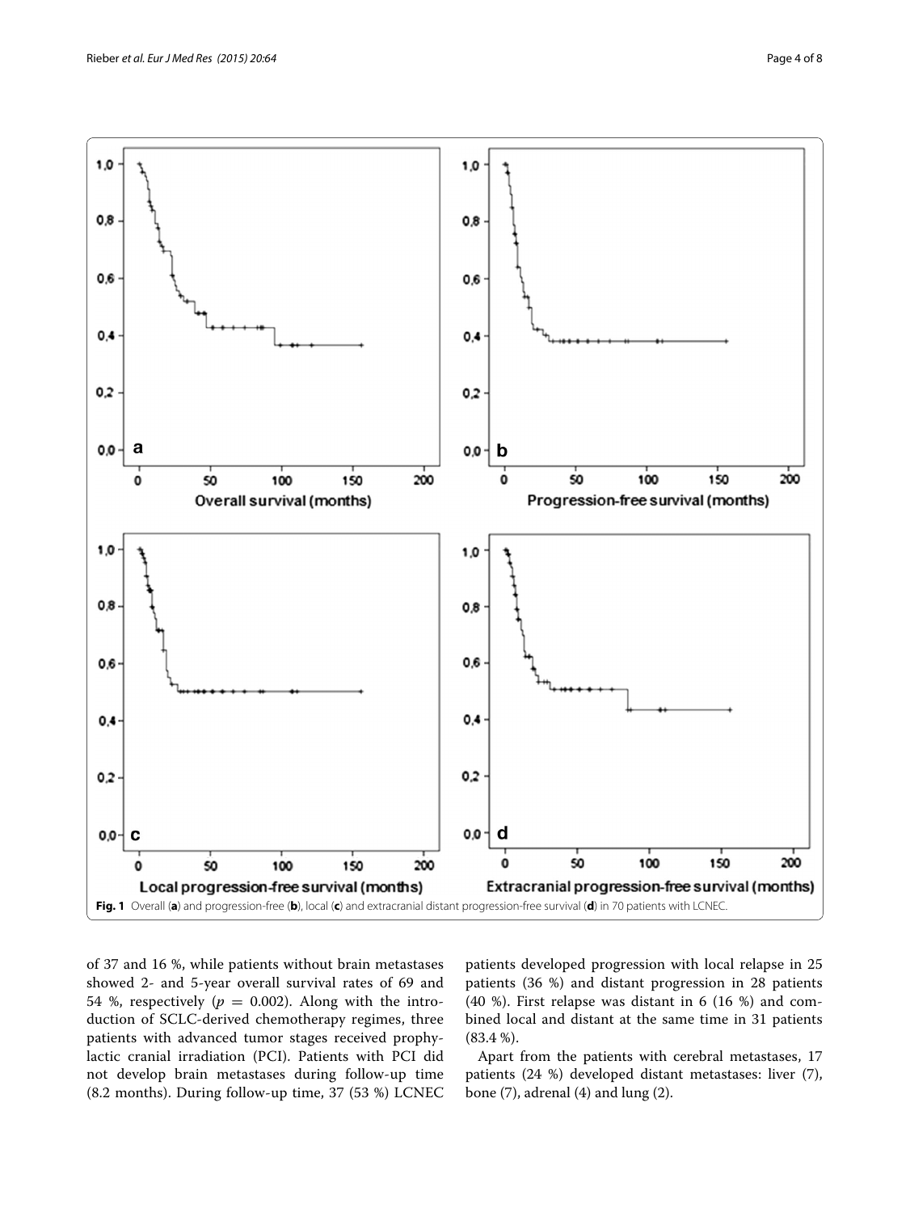Fig. 1 Overall (**a**) and progression-free (**b**), local (**c**) and extracranial distant progression-free survival (**d**) in 70 patients with LCNEC.

of 37 and 16 %, while patients without brain metastases showed 2- and 5-year overall survival rates of 69 and 54 %, respectively ($p = 0.002$). Along with the introduction of SCLC-derived chemotherapy regimes, three patients with advanced tumor stages received prophylactic cranial irradiation (PCI). Patients with PCI did not develop brain metastases during follow-up time (8.2 months). During follow-up time, 37 (53 %) LCNEC patients developed progression with local relapse in 25 patients (36 %) and distant progression in 28 patients (40 %). First relapse was distant in 6 (16 %) and combined local and distant at the same time in 31 patients (83.4 %).

Apart from the patients with cerebral metastases, 17 patients (24 %) developed distant metastases: liver (7), bone (7), adrenal (4) and lung (2).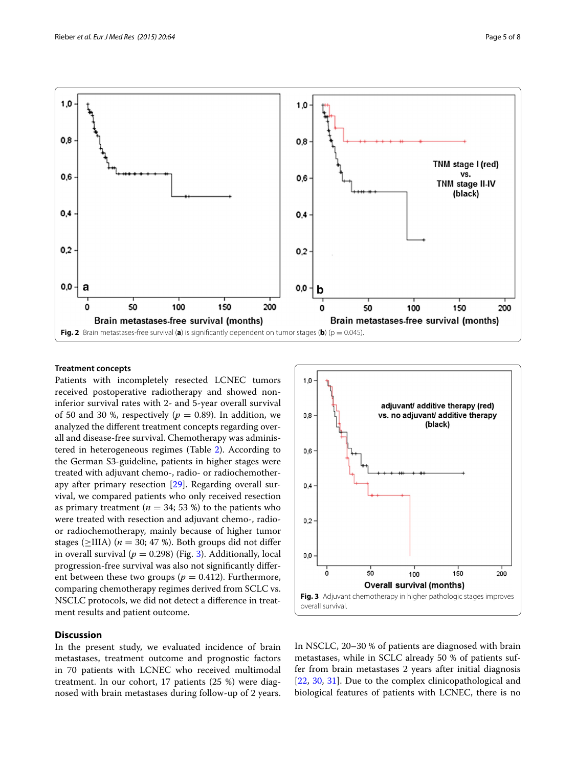**Fig. 2** Brain metastases-free survival (**a**) is significantly dependent on tumor stages (**b**) ($p = 0.045$).

### Treatment concepts

Patients with incompletely resected LCNEC tumors received postoperative radiotherapy and showed non-inferior survival rates with 2- and 5-year overall survival of 50 and 30 %, respectively ($p = 0.89$). In addition, we analyzed the different treatment concepts regarding overall and disease-free survival. Chemotherapy was administered in heterogeneous regimes (Table 2). According to the German S3-guideline, patients in higher stages were treated with adjuvant chemo-, radio- or radiochemotherapy after primary resection [29]. Regarding overall survival, we compared patients who only received resection as primary treatment ($n = 34$; 53 %) to the patients who were treated with resection and adjuvant chemo-, radio- or radiochemotherapy, mainly because of higher tumor stages (≥IIIA) ($n = 30$; 47 %). Both groups did not differ in overall survival ($p = 0.298$) (Fig. 3). Additionally, local progression-free survival was also not significantly different between these two groups ($p = 0.412$). Furthermore, comparing chemotherapy regimes derived from SCLC vs. NSCLC protocols, we did not detect a difference in treatment results and patient outcome.

**Fig. 3** Adjuvant chemotherapy in higher pathologic stages improves overall survival.

## Discussion

In the present study, we evaluated incidence of brain metastases, treatment outcome and prognostic factors in 70 patients with LCNEC who received multimodal treatment. In our cohort, 17 patients (25 %) were diagnosed with brain metastases during follow-up of 2 years. In NSCLC, 20–30 % of patients are diagnosed with brain metastases, while in SCLC already 50 % of patients suffer from brain metastases 2 years after initial diagnosis [22, 30, 31]. Due to the complex clinicopathological and biological features of patients with LCNEC, there is no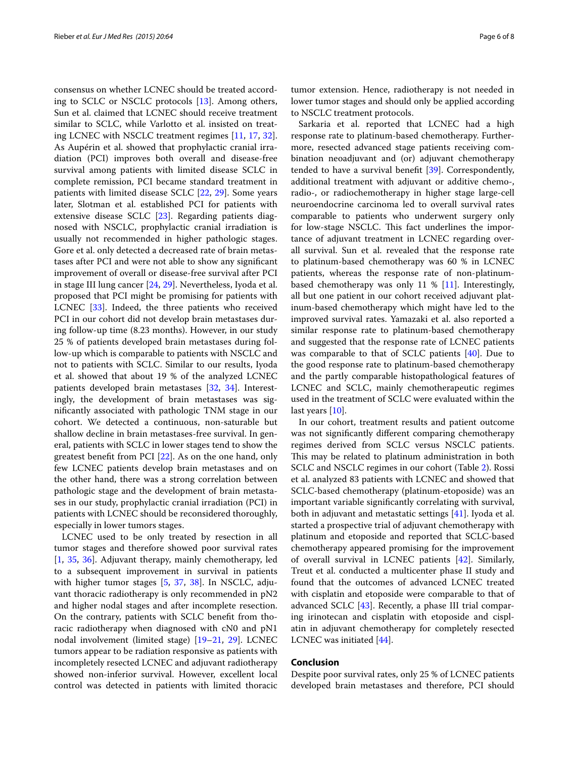consensus on whether LCNEC should be treated according to SCLC or NSCLC protocols [13]. Among others, Sun et al. claimed that LCNEC should receive treatment similar to SCLC, while Varlotto et al. insisted on treating LCNEC with NSCLC treatment regimes [11, 17, 32]. As Aupérin et al. showed that prophylactic cranial irradiation (PCI) improves both overall and disease-free survival among patients with limited disease SCLC in complete remission, PCI became standard treatment in patients with limited disease SCLC [22, 29]. Some years later, Slotman et al. established PCI for patients with extensive disease SCLC [23]. Regarding patients diagnosed with NSCLC, prophylactic cranial irradiation is usually not recommended in higher pathologic stages. Gore et al. only detected a decreased rate of brain metastases after PCI and were not able to show any significant improvement of overall or disease-free survival after PCI in stage III lung cancer [24, 29]. Nevertheless, Iyoda et al. proposed that PCI might be promising for patients with LCNEC [33]. Indeed, the three patients who received PCI in our cohort did not develop brain metastases during follow-up time (8.23 months). However, in our study 25 % of patients developed brain metastases during follow-up which is comparable to patients with NSCLC and not to patients with SCLC. Similar to our results, Iyoda et al. showed that about 19 % of the analyzed LCNEC patients developed brain metastases [32, 34]. Interestingly, the development of brain metastases was significantly associated with pathologic TNM stage in our cohort. We detected a continuous, non-saturable but shallow decline in brain metastases-free survival. In general, patients with SCLC in lower stages tend to show the greatest benefit from PCI [22]. As on the one hand, only few LCNEC patients develop brain metastases and on the other hand, there was a strong correlation between pathologic stage and the development of brain metastases in our study, prophylactic cranial irradiation (PCI) in patients with LCNEC should be reconsidered thoroughly, especially in lower tumors stages.

LCNEC used to be only treated by resection in all tumor stages and therefore showed poor survival rates [1, 35, 36]. Adjuvant therapy, mainly chemotherapy, led to a subsequent improvement in survival in patients with higher tumor stages [5, 37, 38]. In NSCLC, adjuvant thoracic radiotherapy is only recommended in pN2 and higher nodal stages and after incomplete resection. On the contrary, patients with SCLC benefit from thoracic radiotherapy when diagnosed with cN0 and pN1 nodal involvement (limited stage) [19–21, 29]. LCNEC tumors appear to be radiation responsive as patients with incompletely resected LCNEC and adjuvant radiotherapy showed non-inferior survival. However, excellent local control was detected in patients with limited thoracic tumor extension. Hence, radiotherapy is not needed in lower tumor stages and should only be applied according to NSCLC treatment protocols.

Sarkaria et al. reported that LCNEC had a high response rate to platinum-based chemotherapy. Furthermore, resected advanced stage patients receiving combination neoadjuvant and (or) adjuvant chemotherapy tended to have a survival benefit [39]. Correspondently, additional treatment with adjuvant or additive chemo-, radio-, or radiochemotherapy in higher stage large-cell neuroendocrine carcinoma led to overall survival rates comparable to patients who underwent surgery only for low-stage NSCLC. This fact underlines the importance of adjuvant treatment in LCNEC regarding overall survival. Sun et al. revealed that the response rate to platinum-based chemotherapy was 60 % in LCNEC patients, whereas the response rate of non-platinum-based chemotherapy was only 11 % [11]. Interestingly, all but one patient in our cohort received adjuvant platinum-based chemotherapy which might have led to the improved survival rates. Yamazaki et al. also reported a similar response rate to platinum-based chemotherapy and suggested that the response rate of LCNEC patients was comparable to that of SCLC patients [40]. Due to the good response rate to platinum-based chemotherapy and the partly comparable histopathological features of LCNEC and SCLC, mainly chemotherapeutic regimes used in the treatment of SCLC were evaluated within the last years [10].

In our cohort, treatment results and patient outcome was not significantly different comparing chemotherapy regimes derived from SCLC versus NSCLC patients. This may be related to platinum administration in both SCLC and NSCLC regimes in our cohort (Table 2). Rossi et al. analyzed 83 patients with LCNEC and showed that SCLC-based chemotherapy (platinum-etoposide) was an important variable significantly correlating with survival, both in adjuvant and metastatic settings [41]. Iyoda et al. started a prospective trial of adjuvant chemotherapy with platinum and etoposide and reported that SCLC-based chemotherapy appeared promising for the improvement of overall survival in LCNEC patients [42]. Similarly, Treut et al. conducted a multicenter phase II study and found that the outcomes of advanced LCNEC treated with cisplatin and etoposide were comparable to that of advanced SCLC [43]. Recently, a phase III trial comparing irinotecan and cisplatin with etoposide and cisplatin in adjuvant chemotherapy for completely resected LCNEC was initiated [44].

## Conclusion

Despite poor survival rates, only 25 % of LCNEC patients developed brain metastases and therefore, PCI should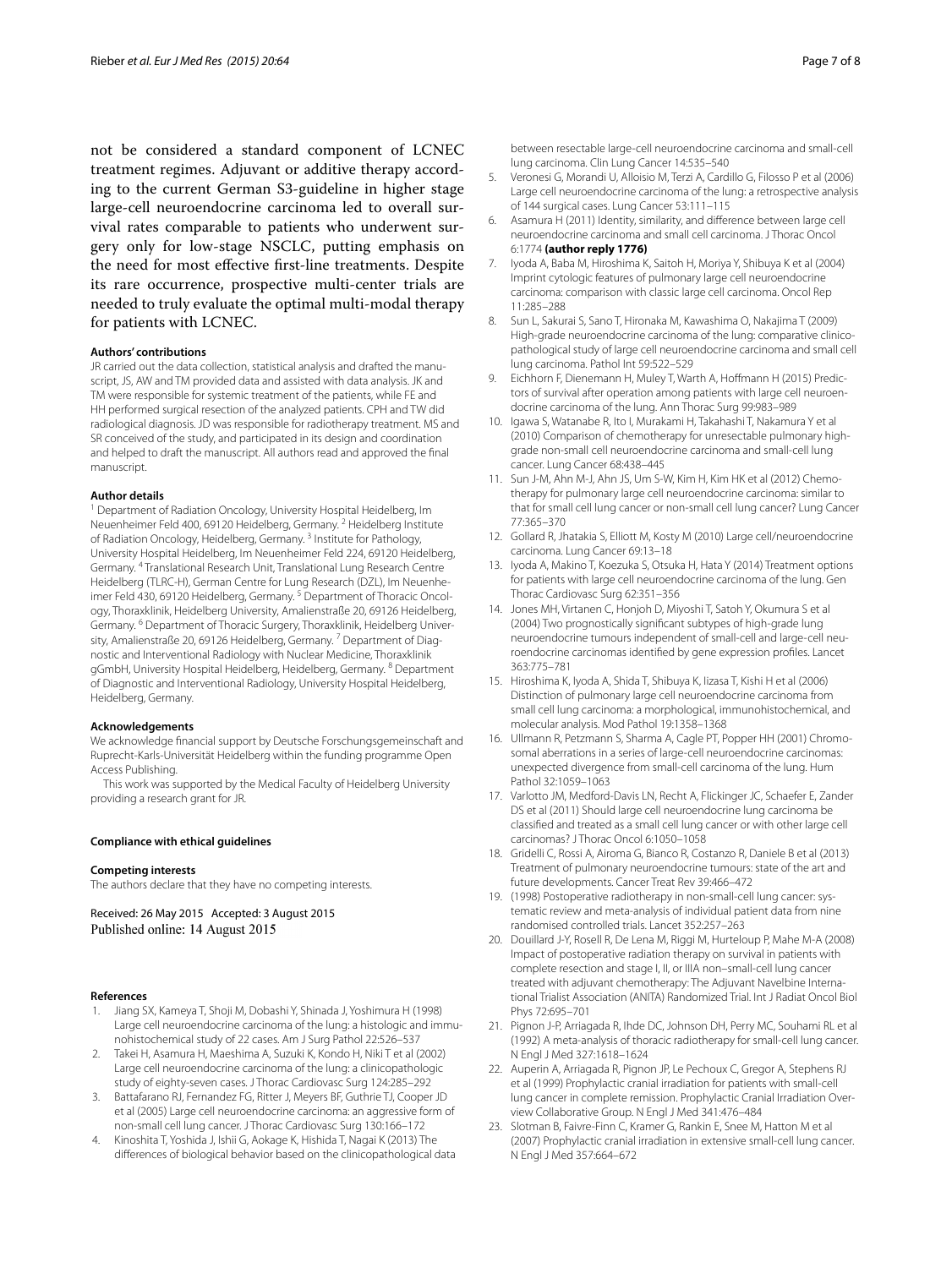not be considered a standard component of LCNEC treatment regimes. Adjuvant or additive therapy according to the current German S3-guideline in higher stage large-cell neuroendocrine carcinoma led to overall survival rates comparable to patients who underwent surgery only for low-stage NSCLC, putting emphasis on the need for most effective first-line treatments. Despite its rare occurrence, prospective multi-center trials are needed to truly evaluate the optimal multi-modal therapy for patients with LCNEC.

#### Authors' contributions

JR carried out the data collection, statistical analysis and drafted the manuscript, JS, AW and TM provided data and assisted with data analysis. JK and TM were responsible for systemic treatment of the patients, while FE and HH performed surgical resection of the analyzed patients. CPH and TW did radiological diagnosis. JD was responsible for radiotherapy treatment. MS and SR conceived of the study, and participated in its design and coordination and helped to draft the manuscript. All authors read and approved the final manuscript.

#### Author details

[1] Department of Radiation Oncology, University Hospital Heidelberg, Im Neuenheimer Feld 400, 69120 Heidelberg, Germany. [2] Heidelberg Institute of Radiation Oncology, Heidelberg, Germany. [3] Institute for Pathology, University Hospital Heidelberg, Im Neuenheimer Feld 224, 69120 Heidelberg, Germany. [4] Translational Research Unit, Translational Lung Research Centre Heidelberg (TLRC-H), German Centre for Lung Research (DZL), Im Neuenheimer Feld 430, 69120 Heidelberg, Germany. [5] Department of Thoracic Oncology, Thoraxklinik, Heidelberg University, Amalienstraße 20, 69126 Heidelberg, Germany. [6] Department of Thoracic Surgery, Thoraxklinik, Heidelberg University, Amalienstraße 20, 69126 Heidelberg, Germany. [7] Department of Diagnostic and Interventional Radiology with Nuclear Medicine, Thoraxklinik gGmbH, University Hospital Heidelberg, Heidelberg, Germany. [8] Department of Diagnostic and Interventional Radiology, University Hospital Heidelberg, Heidelberg, Germany.

#### Acknowledgements

We acknowledge financial support by Deutsche Forschungsgemeinschaft and Ruprecht-Karls-Universität Heidelberg within the funding programme Open Access Publishing.

This work was supported by the Medical Faculty of Heidelberg University providing a research grant for JR.

#### Compliance with ethical guidelines

#### Competing interests

The authors declare that they have no competing interests.

Received: 26 May 2015 Accepted: 3 August 2015
Published online: 14 August 2015

#### References

1. Jiang SX, Kameya T, Shoji M, Dobashi Y, Shinada J, Yoshimura H (1998) Large cell neuroendocrine carcinoma of the lung: a histologic and immunohistochemical study of 22 cases. Am J Surg Pathol 22:526–537
2. Takei H, Asamura H, Maeshima A, Suzuki K, Kondo H, Niki T et al (2002) Large cell neuroendocrine carcinoma of the lung: a clinicopathologic study of eighty-seven cases. J Thorac Cardiovasc Surg 124:285–292
3. Battafarano RJ, Fernandez FG, Ritter J, Meyers BF, Guthrie TJ, Cooper JD et al (2005) Large cell neuroendocrine carcinoma: an aggressive form of non-small cell lung cancer. J Thorac Cardiovasc Surg 130:166–172
4. Kinoshita T, Yoshida J, Ishii G, Aokage K, Hishida T, Nagai K (2013) The differences of biological behavior based on the clinicopathological data between resectable large-cell neuroendocrine carcinoma and small-cell lung carcinoma. Clin Lung Cancer 14:535–540
5. Veronesi G, Morandi U, Alloisio M, Terzi A, Cardillo G, Filosso P et al (2006) Large cell neuroendocrine carcinoma of the lung: a retrospective analysis of 144 surgical cases. Lung Cancer 53:111–115
6. Asamura H (2011) Identity, similarity, and difference between large cell neuroendocrine carcinoma and small cell carcinoma. J Thorac Oncol 6:1774 **(author reply 1776)**
7. Iyoda A, Baba M, Hiroshima K, Saitoh H, Moriya Y, Shibuya K et al (2004) Imprint cytologic features of pulmonary large cell neuroendocrine carcinoma: comparison with classic large cell carcinoma. Oncol Rep 11:285–288
8. Sun L, Sakurai S, Sano T, Hironaka M, Kawashima O, Nakajima T (2009) High-grade neuroendocrine carcinoma of the lung: comparative clinicopathological study of large cell neuroendocrine carcinoma and small cell lung carcinoma. Pathol Int 59:522–529
9. Eichhorn F, Dienemann H, Muley T, Warth A, Hoffmann H (2015) Predictors of survival after operation among patients with large cell neuroendocrine carcinoma of the lung. Ann Thorac Surg 99:983–989
10. Igawa S, Watanabe R, Ito I, Murakami H, Takahashi T, Nakamura Y et al (2010) Comparison of chemotherapy for unresectable pulmonary high-grade non-small cell neuroendocrine carcinoma and small-cell lung cancer. Lung Cancer 68:438–445
11. Sun J-M, Ahn M-J, Ahn JS, Um S-W, Kim H, Kim HK et al (2012) Chemotherapy for pulmonary large cell neuroendocrine carcinoma: similar to that for small cell lung cancer or non-small cell lung cancer? Lung Cancer 77:365–370
12. Gollard R, Jhatakia S, Elliott M, Kosty M (2010) Large cell/neuroendocrine carcinoma. Lung Cancer 69:13–18
13. Iyoda A, Makino T, Koezuka S, Otsuka H, Hata Y (2014) Treatment options for patients with large cell neuroendocrine carcinoma of the lung. Gen Thorac Cardiovasc Surg 62:351–356
14. Jones MH, Virtanen C, Honjoh D, Miyoshi T, Satoh Y, Okumura S et al (2004) Two prognostically significant subtypes of high-grade lung neuroendocrine tumours independent of small-cell and large-cell neuroendocrine carcinomas identified by gene expression profiles. Lancet 363:775–781
15. Hiroshima K, Iyoda A, Shida T, Shibuya K, Iizasa T, Kishi H et al (2006) Distinction of pulmonary large cell neuroendocrine carcinoma from small cell lung carcinoma: a morphological, immunohistochemical, and molecular analysis. Mod Pathol 19:1358–1368
16. Ullmann R, Petzmann S, Sharma A, Cagle PT, Popper HH (2001) Chromosomal aberrations in a series of large-cell neuroendocrine carcinomas: unexpected divergence from small-cell carcinoma of the lung. Hum Pathol 32:1059–1063
17. Varlotto JM, Medford-Davis LN, Recht A, Flickinger JC, Schaefer E, Zander DS et al (2011) Should large cell neuroendocrine lung carcinoma be classified and treated as a small cell lung cancer or with other large cell carcinomas? J Thorac Oncol 6:1050–1058
18. Gridelli C, Rossi A, Airoma G, Bianco R, Costanzo R, Daniele B et al (2013) Treatment of pulmonary neuroendocrine tumours: state of the art and future developments. Cancer Treat Rev 39:466–472
19. (1998) Postoperative radiotherapy in non-small-cell lung cancer: systematic review and meta-analysis of individual patient data from nine randomised controlled trials. Lancet 352:257–263
20. Douillard J-Y, Rosell R, De Lena M, Riggi M, Hurteloup P, Mahe M-A (2008) Impact of postoperative radiation therapy on survival in patients with complete resection and stage I, II, or IIIA non–small-cell lung cancer treated with adjuvant chemotherapy: The Adjuvant Navelbine International Trialist Association (ANITA) Randomized Trial. Int J Radiat Oncol Biol Phys 72:695–701
21. Pignon J-P, Arriagada R, Ihde DC, Johnson DH, Perry MC, Souhami RL et al (1992) A meta-analysis of thoracic radiotherapy for small-cell lung cancer. N Engl J Med 327:1618–1624
22. Auperin A, Arriagada R, Pignon JP, Le Pechoux C, Gregor A, Stephens RJ et al (1999) Prophylactic cranial irradiation for patients with small-cell lung cancer in complete remission. Prophylactic Cranial Irradiation Overview Collaborative Group. N Engl J Med 341:476–484
23. Slotman B, Faivre-Finn C, Kramer G, Rankin E, Snee M, Hatton M et al (2007) Prophylactic cranial irradiation in extensive small-cell lung cancer. N Engl J Med 357:664–672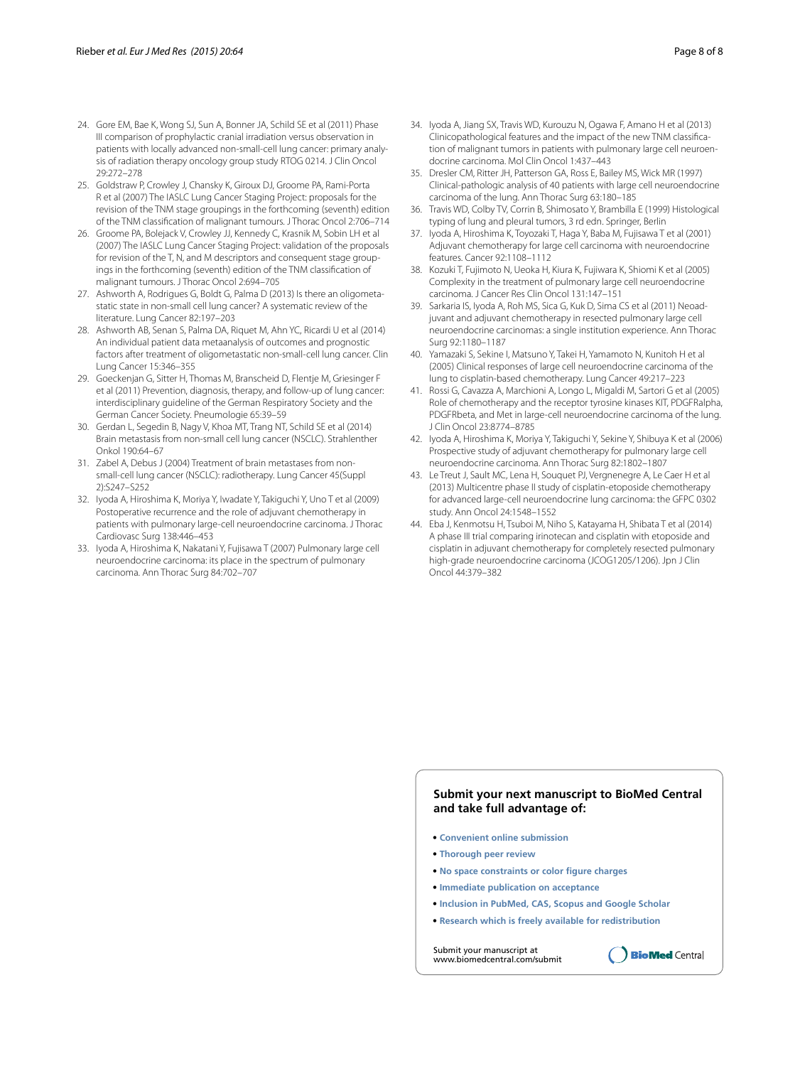24. Gore EM, Bae K, Wong SJ, Sun A, Bonner JA, Schild SE et al (2011) Phase III comparison of prophylactic cranial irradiation versus observation in patients with locally advanced non-small-cell lung cancer: primary analysis of radiation therapy oncology group study RTOG 0214. J Clin Oncol 29:272–278
25. Goldstraw P, Crowley J, Chansky K, Giroux DJ, Groome PA, Rami-Porta R et al (2007) The IASLC Lung Cancer Staging Project: proposals for the revision of the TNM stage groupings in the forthcoming (seventh) edition of the TNM classification of malignant tumours. J Thorac Oncol 2:706–714
26. Groome PA, Bolejack V, Crowley JJ, Kennedy C, Krasnik M, Sobin LH et al (2007) The IASLC Lung Cancer Staging Project: validation of the proposals for revision of the T, N, and M descriptors and consequent stage groupings in the forthcoming (seventh) edition of the TNM classification of malignant tumours. J Thorac Oncol 2:694–705
27. Ashworth A, Rodrigues G, Boldt G, Palma D (2013) Is there an oligometastatic state in non-small cell lung cancer? A systematic review of the literature. Lung Cancer 82:197–203
28. Ashworth AB, Senan S, Palma DA, Riquet M, Ahn YC, Ricardi U et al (2014) An individual patient data metaanalysis of outcomes and prognostic factors after treatment of oligometastatic non-small-cell lung cancer. Clin Lung Cancer 15:346–355
29. Goeckenjan G, Sitter H, Thomas M, Branscheid D, Flentje M, Griesinger F et al (2011) Prevention, diagnosis, therapy, and follow-up of lung cancer: interdisciplinary guideline of the German Respiratory Society and the German Cancer Society. Pneumologie 65:39–59
30. Gerdan L, Segedin B, Nagy V, Khoa MT, Trang NT, Schild SE et al (2014) Brain metastasis from non-small cell lung cancer (NSCLC). Strahlenther Onkol 190:64–67
31. Zabel A, Debus J (2004) Treatment of brain metastases from non-small-cell lung cancer (NSCLC): radiotherapy. Lung Cancer 45(Suppl 2):S247–S252
32. Iyoda A, Hiroshima K, Moriya Y, Iwadate Y, Takiguchi Y, Uno T et al (2009) Postoperative recurrence and the role of adjuvant chemotherapy in patients with pulmonary large-cell neuroendocrine carcinoma. J Thorac Cardiovasc Surg 138:446–453
33. Iyoda A, Hiroshima K, Nakatani Y, Fujisawa T (2007) Pulmonary large cell neuroendocrine carcinoma: its place in the spectrum of pulmonary carcinoma. Ann Thorac Surg 84:702–707
34. Iyoda A, Jiang SX, Travis WD, Kurouzu N, Ogawa F, Amano H et al (2013) Clinicopathological features and the impact of the new TNM classification of malignant tumors in patients with pulmonary large cell neuroendocrine carcinoma. Mol Clin Oncol 1:437–443
35. Dresler CM, Ritter JH, Patterson GA, Ross E, Bailey MS, Wick MR (1997) Clinical-pathologic analysis of 40 patients with large cell neuroendocrine carcinoma of the lung. Ann Thorac Surg 63:180–185
36. Travis WD, Colby TV, Corrin B, Shimosato Y, Brambilla E (1999) Histological typing of lung and pleural tumors, 3 rd edn. Springer, Berlin
37. Iyoda A, Hiroshima K, Toyozaki T, Haga Y, Baba M, Fujisawa T et al (2001) Adjuvant chemotherapy for large cell carcinoma with neuroendocrine features. Cancer 92:1108–1112
38. Kozuki T, Fujimoto N, Ueoka H, Kiura K, Fujiwara K, Shiomi K et al (2005) Complexity in the treatment of pulmonary large cell neuroendocrine carcinoma. J Cancer Res Clin Oncol 131:147–151
39. Sarkaria IS, Iyoda A, Roh MS, Sica G, Kuk D, Sima CS et al (2011) Neoadjuvant and adjuvant chemotherapy in resected pulmonary large cell neuroendocrine carcinomas: a single institution experience. Ann Thorac Surg 92:1180–1187
40. Yamazaki S, Sekine I, Matsuno Y, Takei H, Yamamoto N, Kunitoh H et al (2005) Clinical responses of large cell neuroendocrine carcinoma of the lung to cisplatin-based chemotherapy. Lung Cancer 49:217–223
41. Rossi G, Cavazza A, Marchioni A, Longo L, Migaldi M, Sartori G et al (2005) Role of chemotherapy and the receptor tyrosine kinases KIT, PDGFRalpha, PDGFRbeta, and Met in large-cell neuroendocrine carcinoma of the lung. J Clin Oncol 23:8774–8785
42. Iyoda A, Hiroshima K, Moriya Y, Takiguchi Y, Sekine Y, Shibuya K et al (2006) Prospective study of adjuvant chemotherapy for pulmonary large cell neuroendocrine carcinoma. Ann Thorac Surg 82:1802–1807
43. Le Treut J, Sault MC, Lena H, Souquet PJ, Vergnenegre A, Le Caer H et al (2013) Multicentre phase II study of cisplatin-etoposide chemotherapy for advanced large-cell neuroendocrine lung carcinoma: the GFPC 0302 study. Ann Oncol 24:1548–1552
44. Eba J, Kenmotsu H, Tsuboi M, Niho S, Katayama H, Shibata T et al (2014) A phase III trial comparing irinotecan and cisplatin with etoposide and cisplatin in adjuvant chemotherapy for completely resected pulmonary high-grade neuroendocrine carcinoma (JCOG1205/1206). Jpn J Clin Oncol 44:379–382

**Submit your next manuscript to BioMed Central and take full advantage of:**

- **Convenient online submission**
- **Thorough peer review**
- **No space constraints or color figure charges**
- **Immediate publication on acceptance**
- **Inclusion in PubMed, CAS, Scopus and Google Scholar**
- **Research which is freely available for redistribution**

Submit your manuscript at
www.biomedcentral.com/submit

BioMed Central